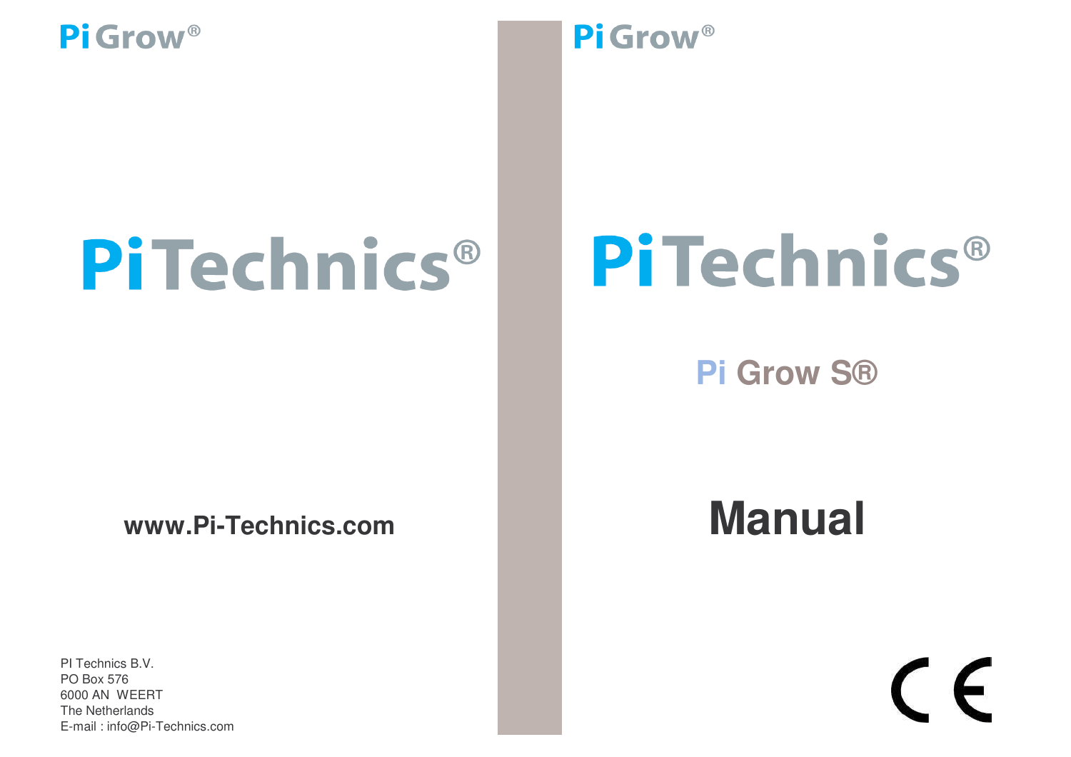PiGrow®

# PiTechnics®

**www.Pi-Technics.com**

PI Technics B.V.
PO Box 576
6000 AN WEERT
The Netherlands
E-mail : info@Pi-Technics.com

PiGrow®

# PiTechnics®

## Pi Grow S®

# Manual

CE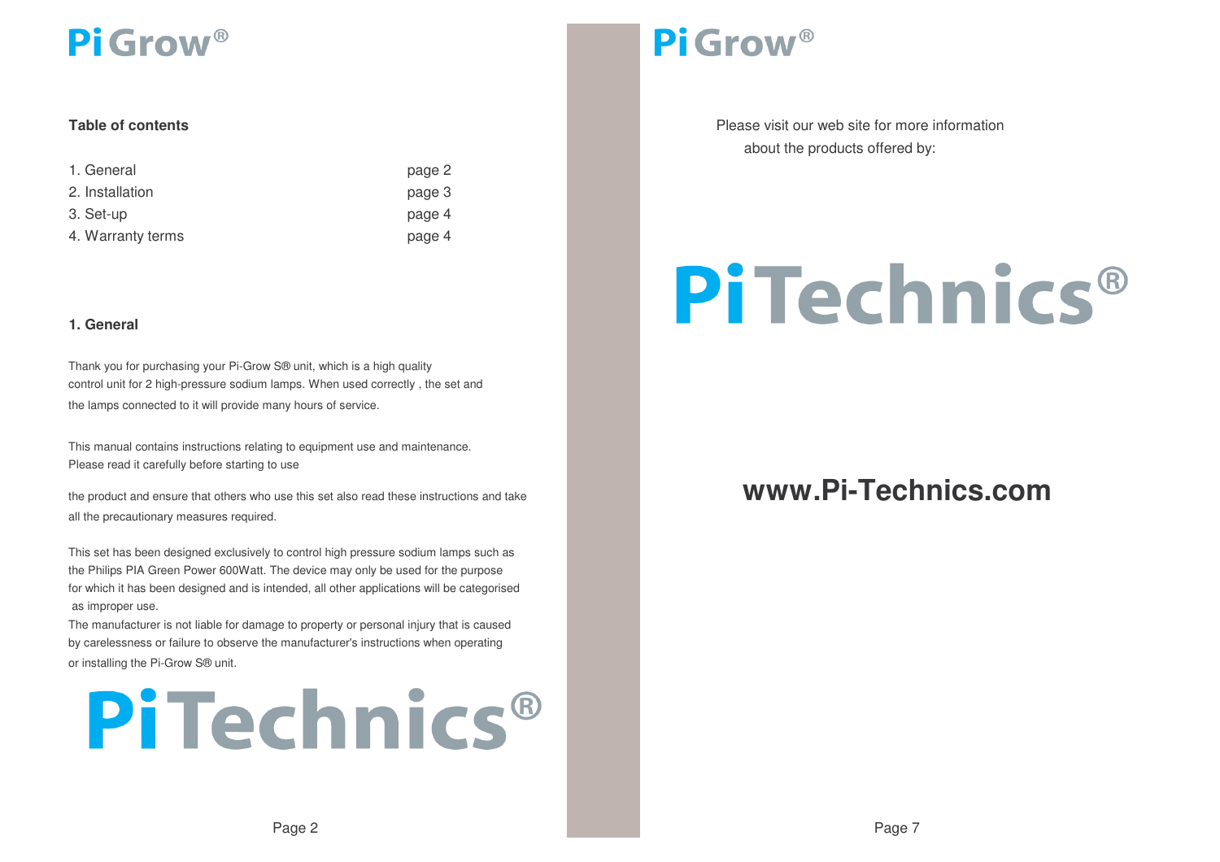# Pi Grow®

## Table of contents

| | |
|---|---|
| 1. General | page 2 |
| 2. Installation | page 3 |
| 3. Set-up | page 4 |
| 4. Warranty terms | page 4 |

## 1. General

Thank you for purchasing your Pi-Grow S® unit, which is a high quality control unit for 2 high-pressure sodium lamps. When used correctly , the set and the lamps connected to it will provide many hours of service.

This manual contains instructions relating to equipment use and maintenance. Please read it carefully before starting to use the product and ensure that others who use this set also read these instructions and take all the precautionary measures required.

This set has been designed exclusively to control high pressure sodium lamps such as the Philips PIA Green Power 600Watt. The device may only be used for the purpose for which it has been designed and is intended, all other applications will be categorised as improper use.

The manufacturer is not liable for damage to property or personal injury that is caused by carelessness or failure to observe the manufacturer's instructions when operating or installing the Pi-Grow S® unit.

PiTechnics®

# Pi Grow®

Please visit our web site for more information about the products offered by:

PiTechnics®

**www.Pi-Technics.com**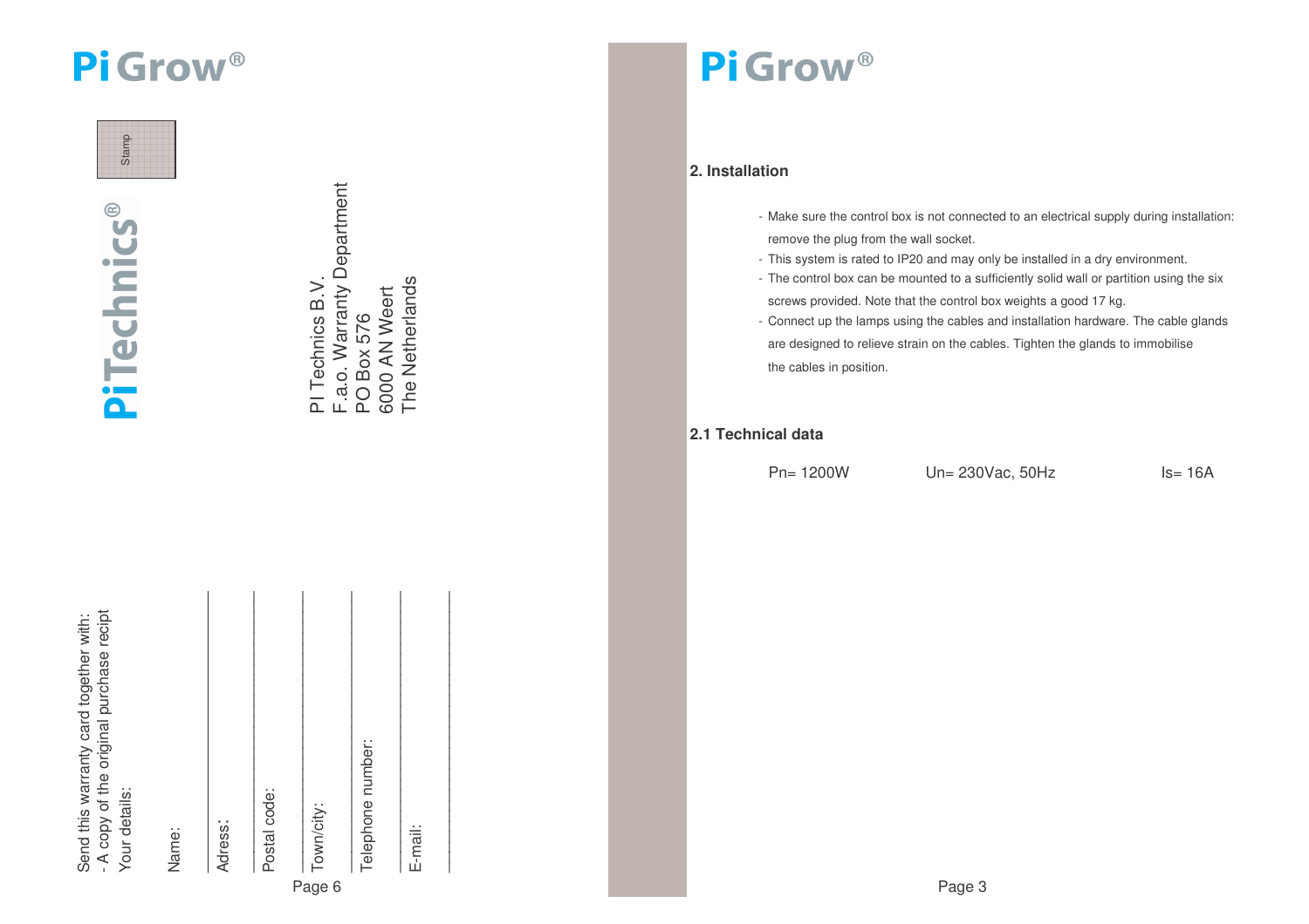# Pi Grow®

Stamp

PiTechnics®

PI Technics B.V.
F.a.o. Warranty Department
PO Box 576
6000 AN Weert
The Netherlands

Send this warranty card together with:
- A copy of the original purchase recipt
Your details:

Name:

Adress:

Postal code:

Town/city:

Telephone number:

E-mail:

# Pi Grow®

## 2. Installation

- Make sure the control box is not connected to an electrical supply during installation: remove the plug from the wall socket.
- This system is rated to IP20 and may only be installed in a dry environment.
- The control box can be mounted to a sufficiently solid wall or partition using the six screws provided. Note that the control box weights a good 17 kg.
- Connect up the lamps using the cables and installation hardware. The cable glands are designed to relieve strain on the cables. Tighten the glands to immobilise the cables in position.

## 2.1 Technical data

Pn= 1200W Un= 230Vac, 50Hz Is= 16A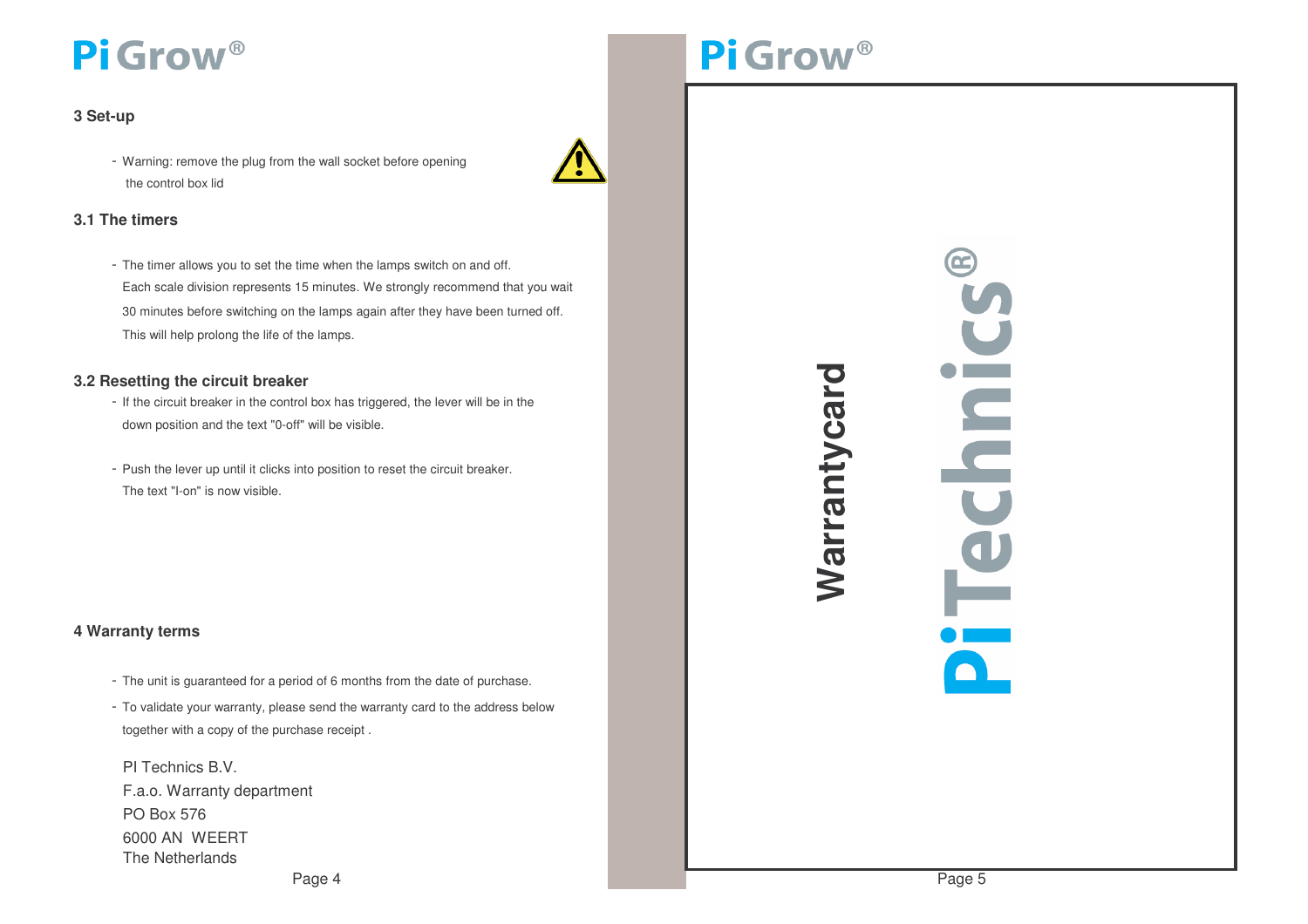## 3 Set-up

- Warning: remove the plug from the wall socket before opening the control box lid

### 3.1 The timers

- The timer allows you to set the time when the lamps switch on and off. Each scale division represents 15 minutes. We strongly recommend that you wait 30 minutes before switching on the lamps again after they have been turned off. This will help prolong the life of the lamps.

### 3.2 Resetting the circuit breaker

- If the circuit breaker in the control box has triggered, the lever will be in the down position and the text "0-off" will be visible.

- Push the lever up until it clicks into position to reset the circuit breaker. The text "I-on" is now visible.

## 4 Warranty terms

- The unit is guaranteed for a period of 6 months from the date of purchase.
- To validate your warranty, please send the warranty card to the address below together with a copy of the purchase receipt .

PI Technics B.V.
F.a.o. Warranty department
PO Box 576
6000 AN WEERT
The Netherlands

**Warrantycard**

**PiTechnics®**